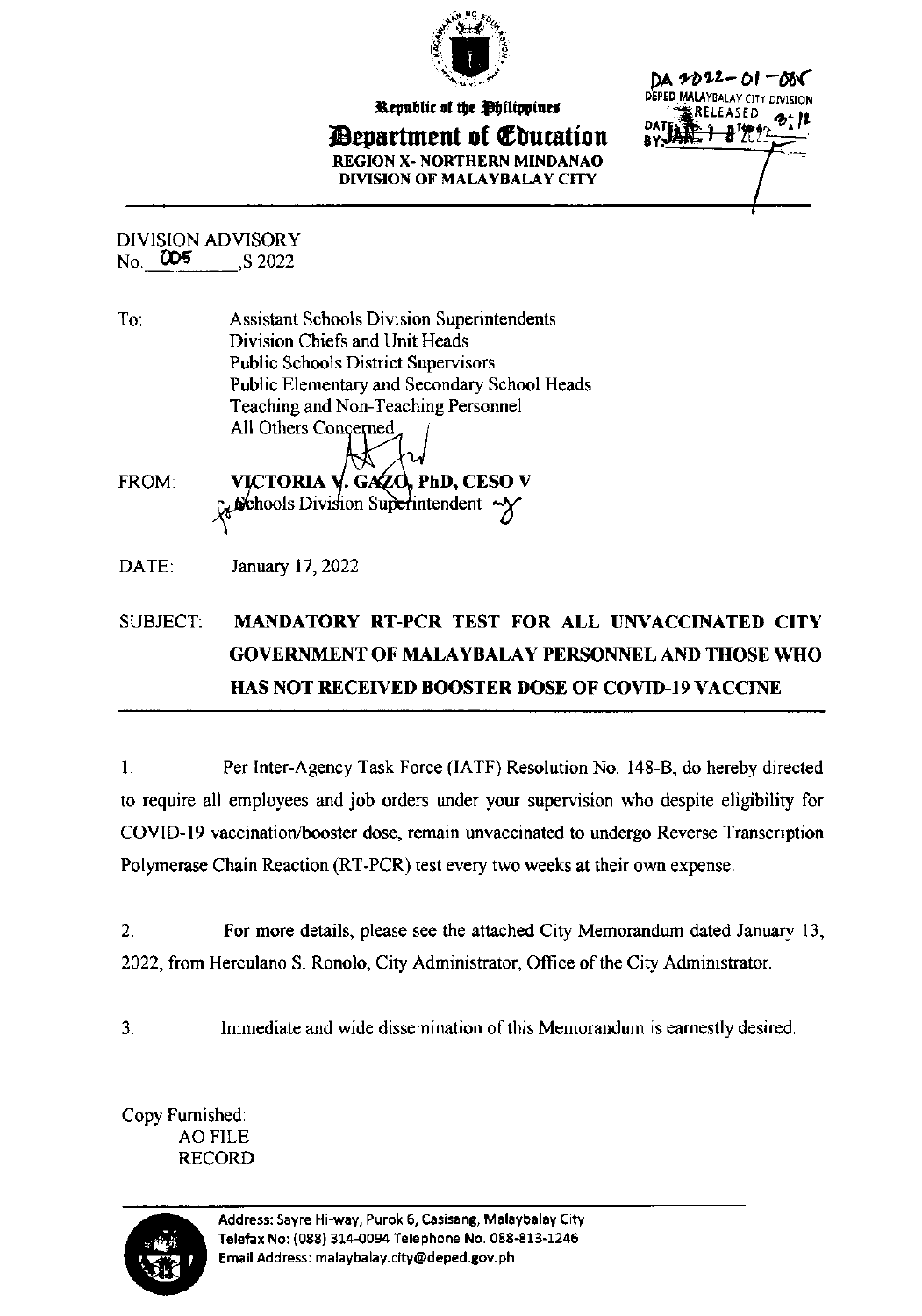Republic of the Philippines

# Department of Education

**REGION X- NORTHERN MINDANAO**
**DIVISION OF MALAYBALAY CITY**

DA 2022-01-085
DEPED MALAYBALAY CITY DIVISION
RELEASED
DATE: JAN 1 8 2022
BY:

DIVISION ADVISORY
No. 005, S 2022

To: Assistant Schools Division Superintendents
Division Chiefs and Unit Heads
Public Schools District Supervisors
Public Elementary and Secondary School Heads
Teaching and Non-Teaching Personnel
All Others Concerned

FROM: **VICTORIA V. GAZO, PhD, CESO V**
Schools Division Superintendent

DATE: January 17, 2022

SUBJECT: **MANDATORY RT-PCR TEST FOR ALL UNVACCINATED CITY GOVERNMENT OF MALAYBALAY PERSONNEL AND THOSE WHO HAS NOT RECEIVED BOOSTER DOSE OF COVID-19 VACCINE**

1. Per Inter-Agency Task Force (IATF) Resolution No. 148-B, do hereby directed to require all employees and job orders under your supervision who despite eligibility for COVID-19 vaccination/booster dose, remain unvaccinated to undergo Reverse Transcription Polymerase Chain Reaction (RT-PCR) test every two weeks at their own expense.

2. For more details, please see the attached City Memorandum dated January 13, 2022, from Herculano S. Ronolo, City Administrator, Office of the City Administrator.

3. Immediate and wide dissemination of this Memorandum is earnestly desired.

Copy Furnished:
AO FILE
RECORD

Address: Sayre Hi-way, Purok 6, Casisang, Malaybalay City
Telefax No: (088) 314-0094 Telephone No. 088-813-1246
Email Address: malaybalay.city@deped.gov.ph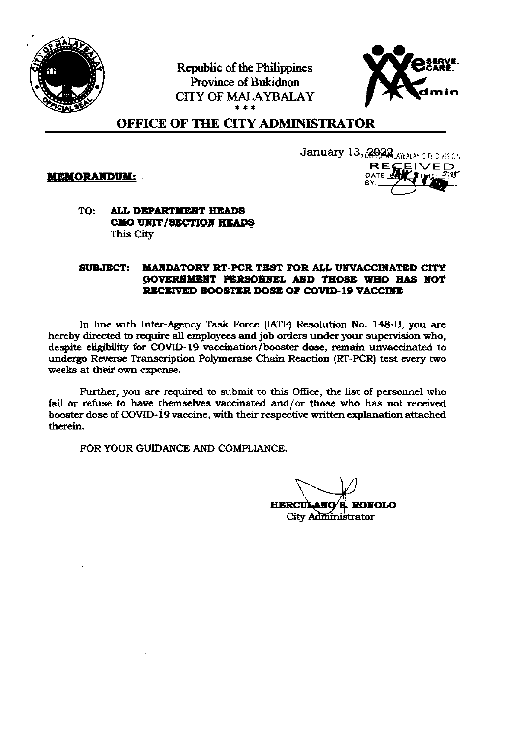Republic of the Philippines
Province of Bukidnon
CITY OF MALAYBALAY
\* \* \*

# OFFICE OF THE CITY ADMINISTRATOR

January 13, 2022

DEPED MALAYBALAY CITY DIVISION
RECEIVED
DATE: JAN TIME: 2:25
BY:

**MEMORANDUM:**

TO: **ALL DEPARTMENT HEADS**
**CMO UNIT/SECTION HEADS**
This City

SUBJECT: **MANDATORY RT-PCR TEST FOR ALL UNVACCINATED CITY GOVERNMENT PERSONNEL AND THOSE WHO HAS NOT RECEIVED BOOSTER DOSE OF COVID-19 VACCINE**

In line with Inter-Agency Task Force (IATF) Resolution No. 148-B, you are hereby directed to require all employees and job orders under your supervision who, despite eligibility for COVID-19 vaccination/booster dose, remain unvaccinated to undergo Reverse Transcription Polymerase Chain Reaction (RT-PCR) test every two weeks at their own expense.

Further, you are required to submit to this Office, the list of personnel who fail or refuse to have themselves vaccinated and/or those who has not received booster dose of COVID-19 vaccine, with their respective written explanation attached therein.

FOR YOUR GUIDANCE AND COMPLIANCE.

**HERCULANO S. RONOLO**
City Administrator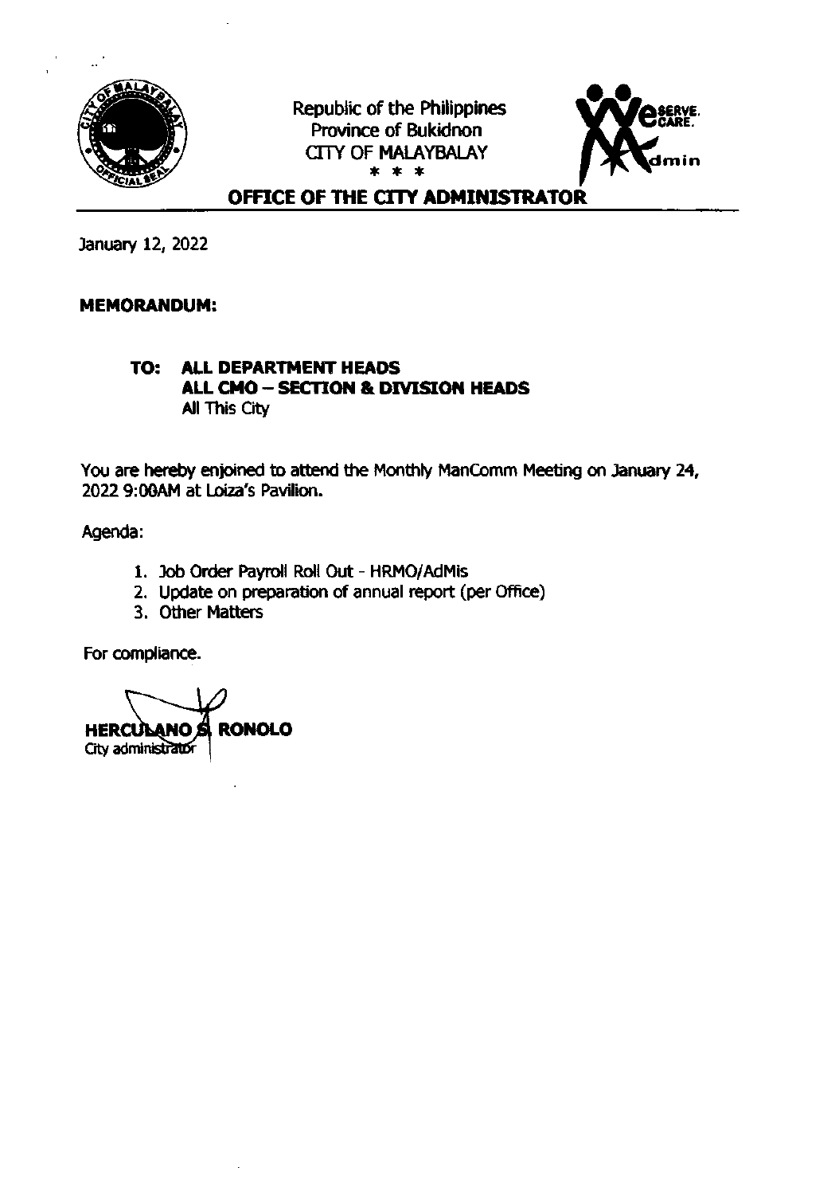Republic of the Philippines
Province of Bukidnon
CITY OF MALAYBALAY
* * *

## OFFICE OF THE CITY ADMINISTRATOR

January 12, 2022

**MEMORANDUM:**

**TO: ALL DEPARTMENT HEADS**
**ALL CMO – SECTION & DIVISION HEADS**
All This City

You are hereby enjoined to attend the Monthly ManComm Meeting on January 24, 2022 9:00AM at Loiza's Pavilion.

Agenda:

1. Job Order Payroll Roll Out - HRMO/AdMis
2. Update on preparation of annual report (per Office)
3. Other Matters

For compliance.

**HERCULANO S. RONOLO**
City administrator